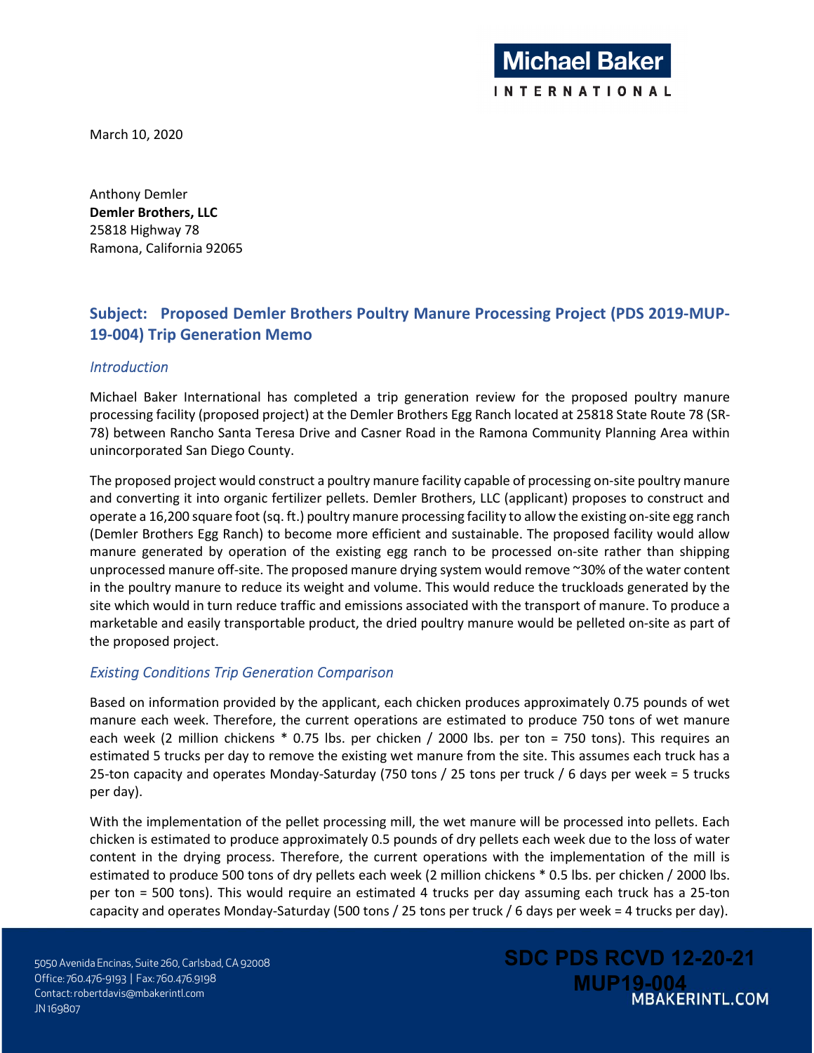March 10, 2020

Anthony Demler
**Demler Brothers, LLC**
25818 Highway 78
Ramona, California 92065

## Subject: Proposed Demler Brothers Poultry Manure Processing Project (PDS 2019-MUP-19-004) Trip Generation Memo

### *Introduction*

Michael Baker International has completed a trip generation review for the proposed poultry manure processing facility (proposed project) at the Demler Brothers Egg Ranch located at 25818 State Route 78 (SR-78) between Rancho Santa Teresa Drive and Casner Road in the Ramona Community Planning Area within unincorporated San Diego County.

The proposed project would construct a poultry manure facility capable of processing on-site poultry manure and converting it into organic fertilizer pellets. Demler Brothers, LLC (applicant) proposes to construct and operate a 16,200 square foot (sq. ft.) poultry manure processing facility to allow the existing on-site egg ranch (Demler Brothers Egg Ranch) to become more efficient and sustainable. The proposed facility would allow manure generated by operation of the existing egg ranch to be processed on-site rather than shipping unprocessed manure off-site. The proposed manure drying system would remove ~30% of the water content in the poultry manure to reduce its weight and volume. This would reduce the truckloads generated by the site which would in turn reduce traffic and emissions associated with the transport of manure. To produce a marketable and easily transportable product, the dried poultry manure would be pelleted on-site as part of the proposed project.

### *Existing Conditions Trip Generation Comparison*

Based on information provided by the applicant, each chicken produces approximately 0.75 pounds of wet manure each week. Therefore, the current operations are estimated to produce 750 tons of wet manure each week (2 million chickens * 0.75 lbs. per chicken / 2000 lbs. per ton = 750 tons). This requires an estimated 5 trucks per day to remove the existing wet manure from the site. This assumes each truck has a 25-ton capacity and operates Monday-Saturday (750 tons / 25 tons per truck / 6 days per week = 5 trucks per day).

With the implementation of the pellet processing mill, the wet manure will be processed into pellets. Each chicken is estimated to produce approximately 0.5 pounds of dry pellets each week due to the loss of water content in the drying process. Therefore, the current operations with the implementation of the mill is estimated to produce 500 tons of dry pellets each week (2 million chickens * 0.5 lbs. per chicken / 2000 lbs. per ton = 500 tons). This would require an estimated 4 trucks per day assuming each truck has a 25-ton capacity and operates Monday-Saturday (500 tons / 25 tons per truck / 6 days per week = 4 trucks per day).

5050 Avenida Encinas, Suite 260, Carlsbad, CA 92008
Office: 760.476-9193 | Fax: 760.476.9198
Contact: robertdavis@mbakerintl.com
JN 169807

SDC PDS RCVD 12-20-21
MUP19-004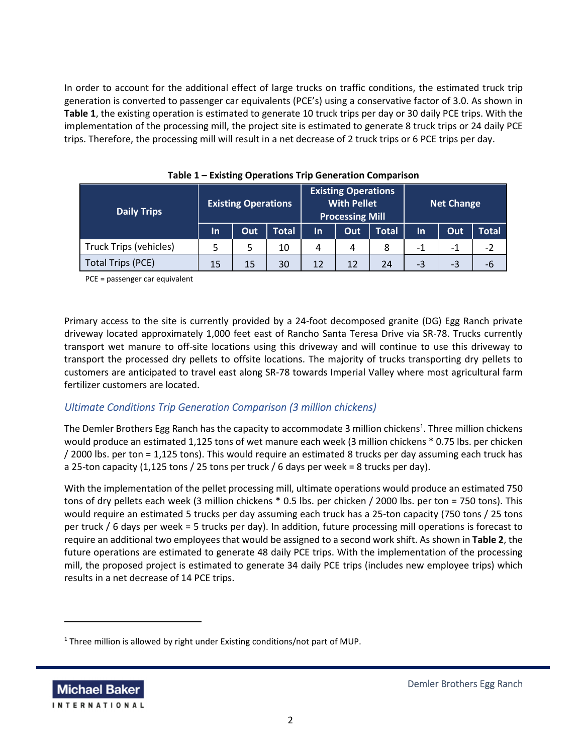In order to account for the additional effect of large trucks on traffic conditions, the estimated truck trip generation is converted to passenger car equivalents (PCE's) using a conservative factor of 3.0. As shown in **Table 1**, the existing operation is estimated to generate 10 truck trips per day or 30 daily PCE trips. With the implementation of the processing mill, the project site is estimated to generate 8 truck trips or 24 daily PCE trips. Therefore, the processing mill will result in a net decrease of 2 truck trips or 6 PCE trips per day.

**Table 1 – Existing Operations Trip Generation Comparison**

| Daily Trips | Existing Operations | | | Existing Operations With Pellet Processing Mill | | | Net Change | | |
|---|---|---|---|---|---|---|---|---|---|
| | In | Out | Total | In | Out | Total | In | Out | Total |
| Truck Trips (vehicles) | 5 | 5 | 10 | 4 | 4 | 8 | -1 | -1 | -2 |
| Total Trips (PCE) | 15 | 15 | 30 | 12 | 12 | 24 | -3 | -3 | -6 |

PCE = passenger car equivalent

Primary access to the site is currently provided by a 24-foot decomposed granite (DG) Egg Ranch private driveway located approximately 1,000 feet east of Rancho Santa Teresa Drive via SR-78. Trucks currently transport wet manure to off-site locations using this driveway and will continue to use this driveway to transport the processed dry pellets to offsite locations. The majority of trucks transporting dry pellets to customers are anticipated to travel east along SR-78 towards Imperial Valley where most agricultural farm fertilizer customers are located.

### *Ultimate Conditions Trip Generation Comparison (3 million chickens)*

The Demler Brothers Egg Ranch has the capacity to accommodate 3 million chickens[1]. Three million chickens would produce an estimated 1,125 tons of wet manure each week (3 million chickens * 0.75 lbs. per chicken / 2000 lbs. per ton = 1,125 tons). This would require an estimated 8 trucks per day assuming each truck has a 25-ton capacity (1,125 tons / 25 tons per truck / 6 days per week = 8 trucks per day).

With the implementation of the pellet processing mill, ultimate operations would produce an estimated 750 tons of dry pellets each week (3 million chickens * 0.5 lbs. per chicken / 2000 lbs. per ton = 750 tons). This would require an estimated 5 trucks per day assuming each truck has a 25-ton capacity (750 tons / 25 tons per truck / 6 days per week = 5 trucks per day). In addition, future processing mill operations is forecast to require an additional two employees that would be assigned to a second work shift. As shown in **Table 2**, the future operations are estimated to generate 48 daily PCE trips. With the implementation of the processing mill, the proposed project is estimated to generate 34 daily PCE trips (includes new employee trips) which results in a net decrease of 14 PCE trips.

[1] Three million is allowed by right under Existing conditions/not part of MUP.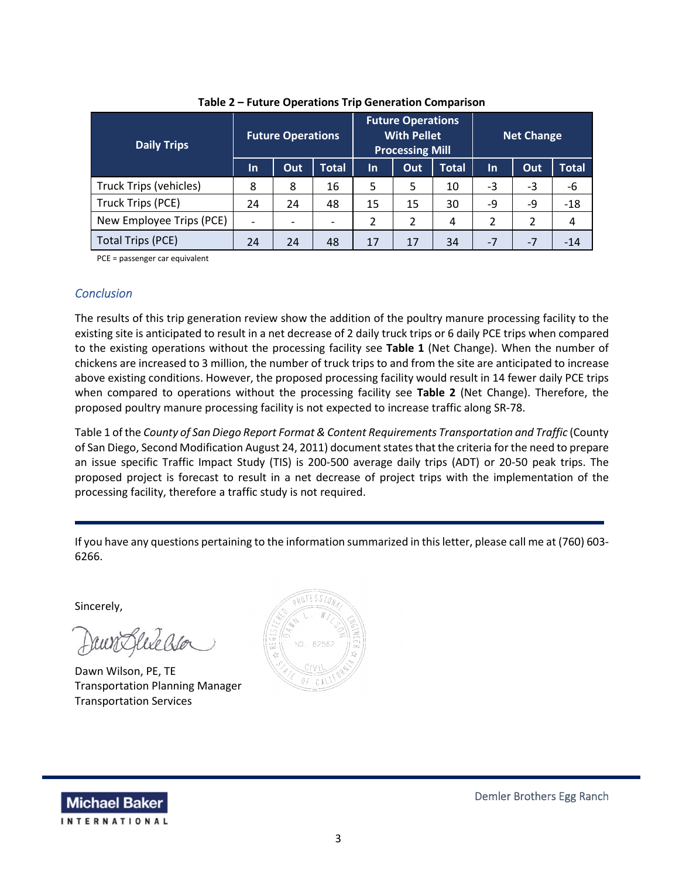**Table 2 – Future Operations Trip Generation Comparison**

| Daily Trips | Future Operations | | | Future Operations With Pellet Processing Mill | | | Net Change | | |
|---|---|---|---|---|---|---|---|---|---|
| | In | Out | Total | In | Out | Total | In | Out | Total |
| Truck Trips (vehicles) | 8 | 8 | 16 | 5 | 5 | 10 | -3 | -3 | -6 |
| Truck Trips (PCE) | 24 | 24 | 48 | 15 | 15 | 30 | -9 | -9 | -18 |
| New Employee Trips (PCE) | - | - | - | 2 | 2 | 4 | 2 | 2 | 4 |
| Total Trips (PCE) | 24 | 24 | 48 | 17 | 17 | 34 | -7 | -7 | -14 |

PCE = passenger car equivalent

### *Conclusion*

The results of this trip generation review show the addition of the poultry manure processing facility to the existing site is anticipated to result in a net decrease of 2 daily truck trips or 6 daily PCE trips when compared to the existing operations without the processing facility see **Table 1** (Net Change). When the number of chickens are increased to 3 million, the number of truck trips to and from the site are anticipated to increase above existing conditions. However, the proposed processing facility would result in 14 fewer daily PCE trips when compared to operations without the processing facility see **Table 2** (Net Change). Therefore, the proposed poultry manure processing facility is not expected to increase traffic along SR-78.

Table 1 of the *County of San Diego Report Format & Content Requirements Transportation and Traffic* (County of San Diego, Second Modification August 24, 2011) document states that the criteria for the need to prepare an issue specific Traffic Impact Study (TIS) is 200-500 average daily trips (ADT) or 20-50 peak trips. The proposed project is forecast to result in a net decrease of project trips with the implementation of the processing facility, therefore a traffic study is not required.

---

If you have any questions pertaining to the information summarized in this letter, please call me at (760) 603-6266.

Sincerely,

Dawn Wilson, PE, TE
Transportation Planning Manager
Transportation Services

REGISTERED PROFESSIONAL ENGINEER
DAWN L. WILSON
NO. 62562
CIVIL
STATE OF CALIFORNIA